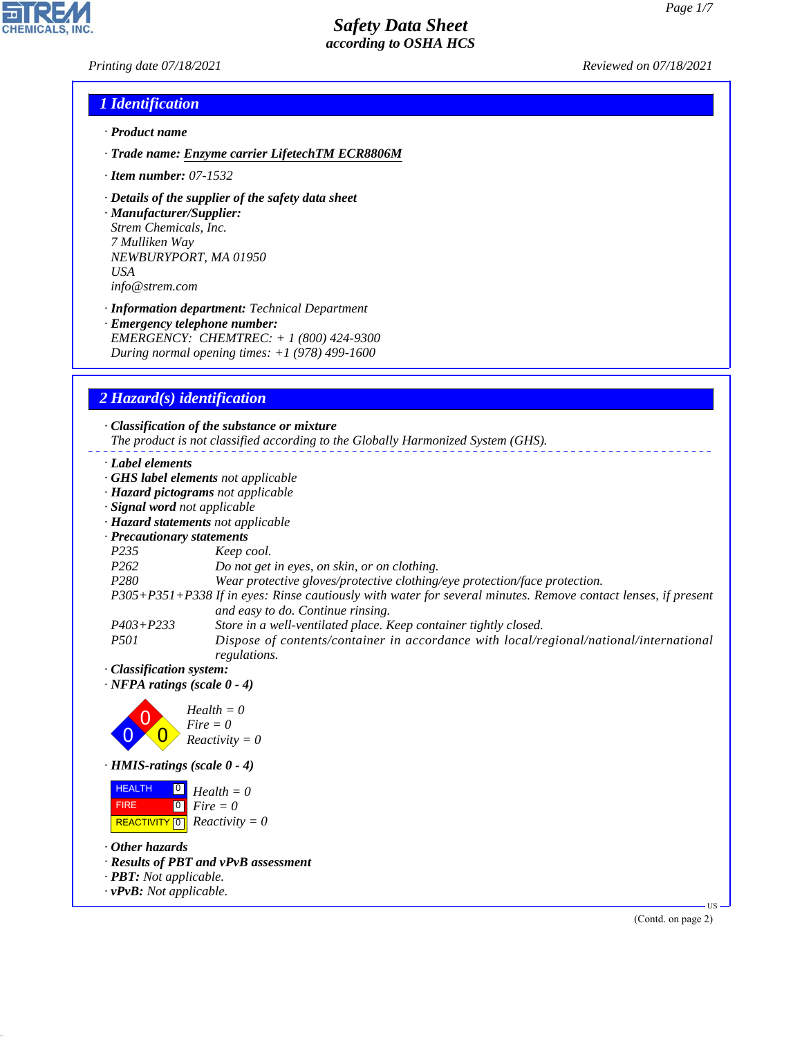# Safety Data Sheet
### according to OSHA HCS

*Printing date 07/18/2021* *Reviewed on 07/18/2021*

## 1 Identification

· **Product name**

· **Trade name:** **Enzyme carrier LifetechTM ECR8806M**

· **Item number:** 07-1532

· **Details of the supplier of the safety data sheet**
· **Manufacturer/Supplier:**
Strem Chemicals, Inc.
7 Mulliken Way
NEWBURYPORT, MA 01950
USA
info@strem.com

· **Information department:** Technical Department
· **Emergency telephone number:**
EMERGENCY: CHEMTREC: + 1 (800) 424-9300
During normal opening times: +1 (978) 499-1600

## 2 Hazard(s) identification

· **Classification of the substance or mixture**
The product is not classified according to the Globally Harmonized System (GHS).

· **Label elements**
· **GHS label elements** not applicable
· **Hazard pictograms** not applicable
· **Signal word** not applicable
· **Hazard statements** not applicable
· **Precautionary statements**

| | |
|---|---|
| P235 | Keep cool. |
| P262 | Do not get in eyes, on skin, or on clothing. |
| P280 | Wear protective gloves/protective clothing/eye protection/face protection. |
| P305+P351+P338 | If in eyes: Rinse cautiously with water for several minutes. Remove contact lenses, if present and easy to do. Continue rinsing. |
| P403+P233 | Store in a well-ventilated place. Keep container tightly closed. |
| P501 | Dispose of contents/container in accordance with local/regional/national/international regulations. |

· **Classification system:**
· **NFPA ratings (scale 0 - 4)**

Health = 0
Fire = 0
Reactivity = 0

· **HMIS-ratings (scale 0 - 4)**

| | | |
|---|---|---|
| HEALTH | 0 | Health = 0 |
| FIRE | 0 | Fire = 0 |
| REACTIVITY | 0 | Reactivity = 0 |

· **Other hazards**
· **Results of PBT and vPvB assessment**
· **PBT:** Not applicable.
· **vPvB:** Not applicable.

(Contd. on page 2)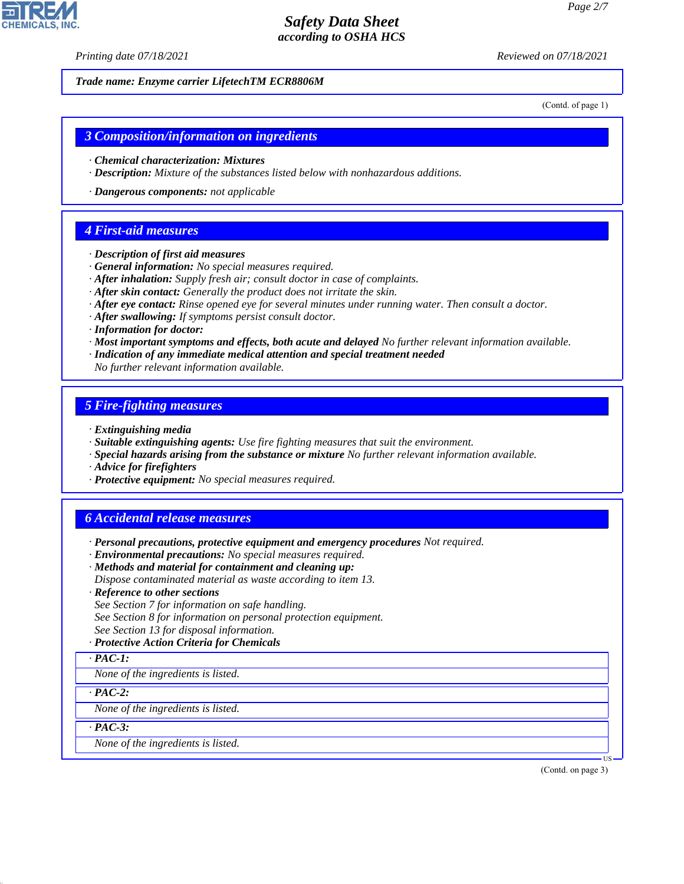*Trade name: Enzyme carrier LifetechTM ECR8806M*

(Contd. of page 1)

## 3 Composition/information on ingredients

· **Chemical characterization: Mixtures**
· **Description:** Mixture of the substances listed below with nonhazardous additions.

· **Dangerous components:** not applicable

## 4 First-aid measures

· **Description of first aid measures**
· **General information:** No special measures required.
· **After inhalation:** Supply fresh air; consult doctor in case of complaints.
· **After skin contact:** Generally the product does not irritate the skin.
· **After eye contact:** Rinse opened eye for several minutes under running water. Then consult a doctor.
· **After swallowing:** If symptoms persist consult doctor.
· **Information for doctor:**
· **Most important symptoms and effects, both acute and delayed** No further relevant information available.
· **Indication of any immediate medical attention and special treatment needed**
No further relevant information available.

## 5 Fire-fighting measures

· **Extinguishing media**
· **Suitable extinguishing agents:** Use fire fighting measures that suit the environment.
· **Special hazards arising from the substance or mixture** No further relevant information available.
· **Advice for firefighters**
· **Protective equipment:** No special measures required.

## 6 Accidental release measures

· **Personal precautions, protective equipment and emergency procedures** Not required.
· **Environmental precautions:** No special measures required.
· **Methods and material for containment and cleaning up:**
Dispose contaminated material as waste according to item 13.
· **Reference to other sections**
See Section 7 for information on safe handling.
See Section 8 for information on personal protection equipment.
See Section 13 for disposal information.
· **Protective Action Criteria for Chemicals**

· **PAC-1:**
None of the ingredients is listed.

· **PAC-2:**
None of the ingredients is listed.

· **PAC-3:**
None of the ingredients is listed.

(Contd. on page 3)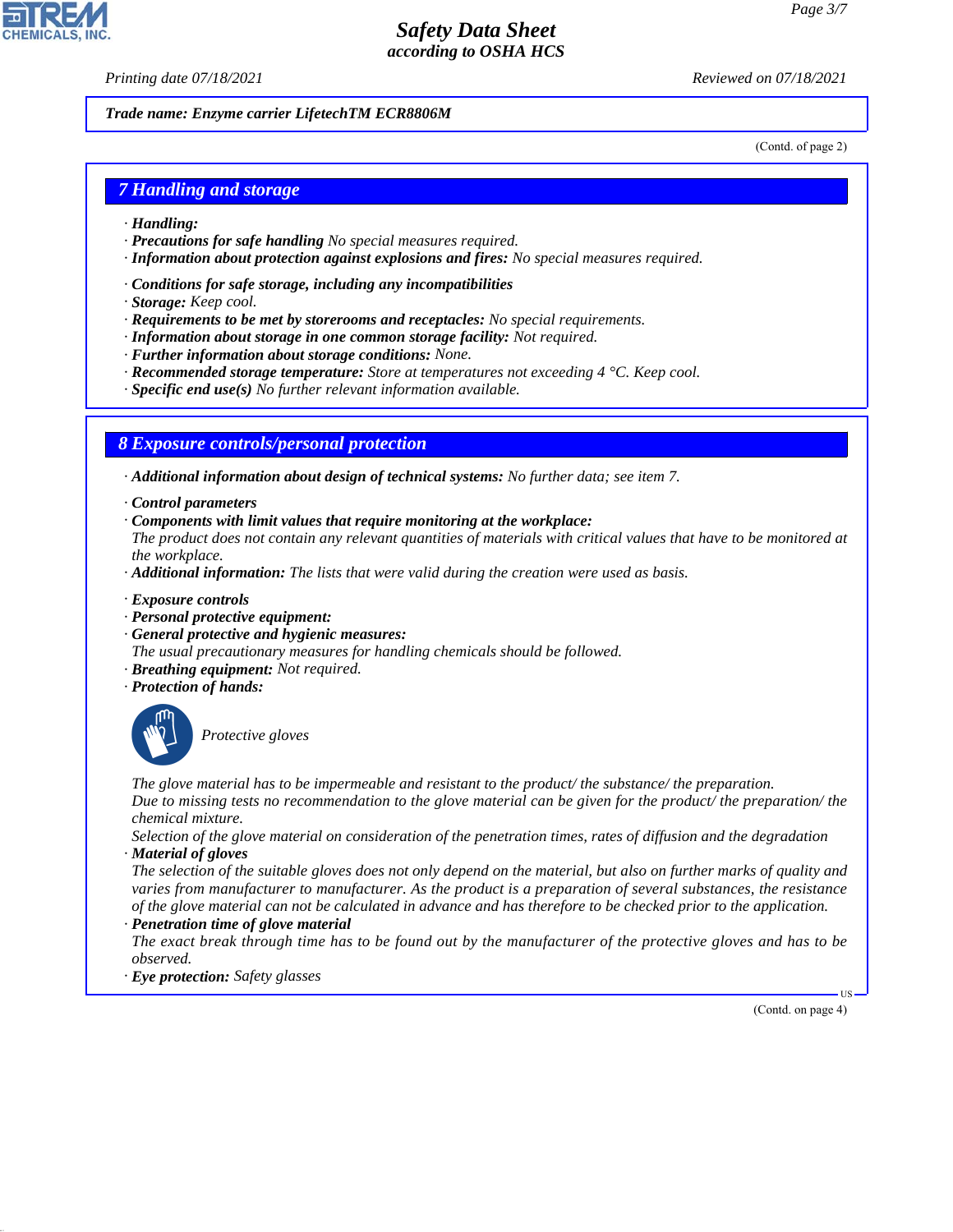Trade name: Enzyme carrier LifetechTM ECR8806M

(Contd. of page 2)

## 7 Handling and storage

· **Handling:**
· **Precautions for safe handling** No special measures required.
· **Information about protection against explosions and fires:** No special measures required.

· **Conditions for safe storage, including any incompatibilities**
· **Storage:** Keep cool.
· **Requirements to be met by storerooms and receptacles:** No special requirements.
· **Information about storage in one common storage facility:** Not required.
· **Further information about storage conditions:** None.
· **Recommended storage temperature:** Store at temperatures not exceeding 4 °C. Keep cool.
· **Specific end use(s)** No further relevant information available.

## 8 Exposure controls/personal protection

· **Additional information about design of technical systems:** No further data; see item 7.

· **Control parameters**
· **Components with limit values that require monitoring at the workplace:**
The product does not contain any relevant quantities of materials with critical values that have to be monitored at the workplace.
· **Additional information:** The lists that were valid during the creation were used as basis.

· **Exposure controls**
· **Personal protective equipment:**
· **General protective and hygienic measures:**
The usual precautionary measures for handling chemicals should be followed.
· **Breathing equipment:** Not required.
· **Protection of hands:**

Protective gloves

The glove material has to be impermeable and resistant to the product/ the substance/ the preparation.
Due to missing tests no recommendation to the glove material can be given for the product/ the preparation/ the chemical mixture.
Selection of the glove material on consideration of the penetration times, rates of diffusion and the degradation
· **Material of gloves**
The selection of the suitable gloves does not only depend on the material, but also on further marks of quality and varies from manufacturer to manufacturer. As the product is a preparation of several substances, the resistance of the glove material can not be calculated in advance and has therefore to be checked prior to the application.
· **Penetration time of glove material**
The exact break through time has to be found out by the manufacturer of the protective gloves and has to be observed.
· **Eye protection:** Safety glasses

(Contd. on page 4)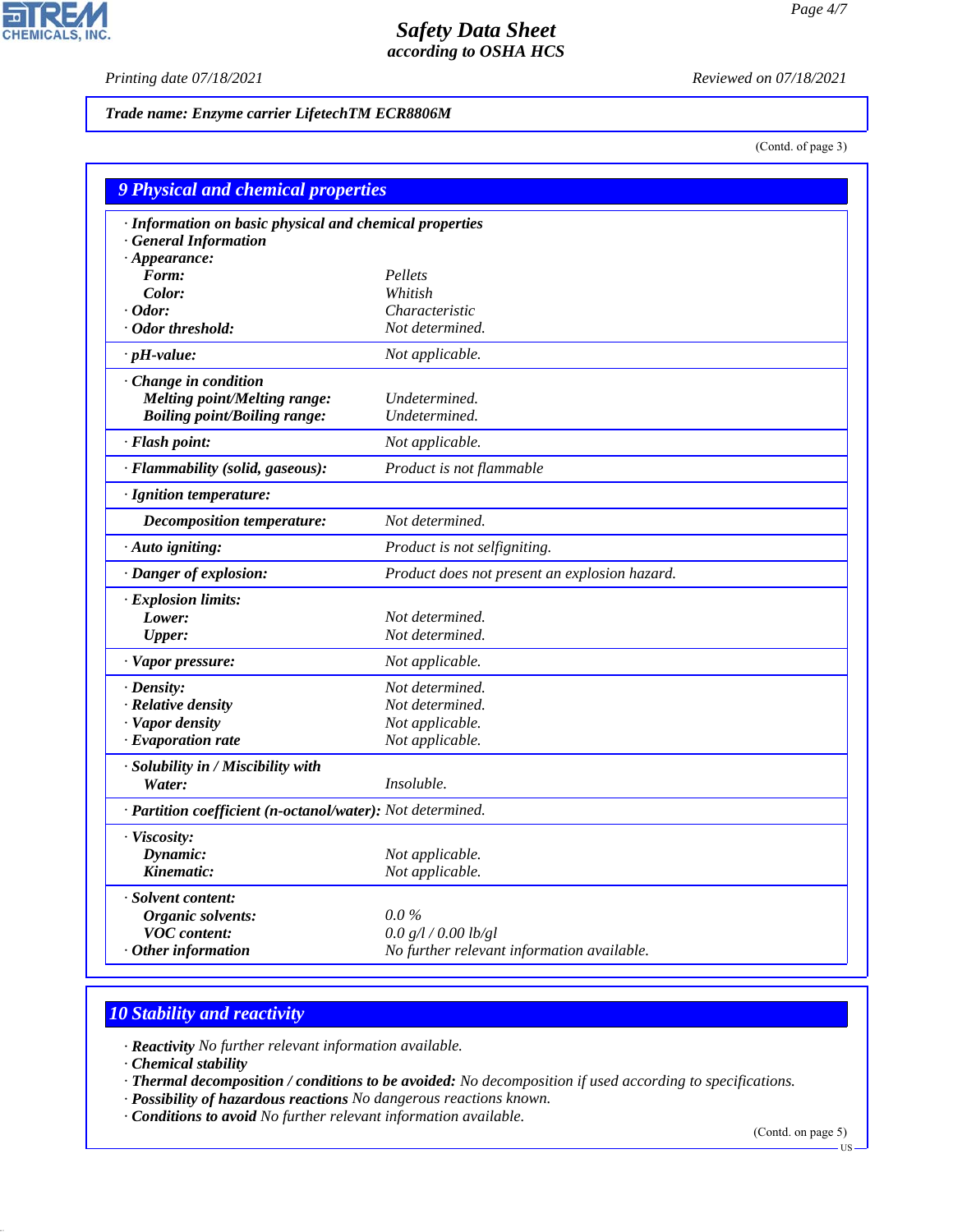Trade name: Enzyme carrier LifetechTM ECR8806M

(Contd. of page 3)

## 9 Physical and chemical properties

| | |
|---|---|
| · **Information on basic physical and chemical properties** | |
| · **General Information** | |
| · **Appearance:** | |
| **Form:** | Pellets |
| **Color:** | Whitish |
| · **Odor:** | Characteristic |
| · **Odor threshold:** | Not determined. |
| · **pH-value:** | Not applicable. |
| · **Change in condition** | |
| **Melting point/Melting range:** | Undetermined. |
| **Boiling point/Boiling range:** | Undetermined. |
| · **Flash point:** | Not applicable. |
| · **Flammability (solid, gaseous):** | Product is not flammable |
| · **Ignition temperature:** | |
| **Decomposition temperature:** | Not determined. |
| · **Auto igniting:** | Product is not selfigniting. |
| · **Danger of explosion:** | Product does not present an explosion hazard. |
| · **Explosion limits:** | |
| **Lower:** | Not determined. |
| **Upper:** | Not determined. |
| · **Vapor pressure:** | Not applicable. |
| · **Density:** | Not determined. |
| · **Relative density** | Not determined. |
| · **Vapor density** | Not applicable. |
| · **Evaporation rate** | Not applicable. |
| · **Solubility in / Miscibility with** | |
| **Water:** | Insoluble. |
| · **Partition coefficient (n-octanol/water):** | Not determined. |
| · **Viscosity:** | |
| **Dynamic:** | Not applicable. |
| **Kinematic:** | Not applicable. |
| · **Solvent content:** | |
| **Organic solvents:** | 0.0 % |
| **VOC content:** | 0.0 g/l / 0.00 lb/gl |
| · **Other information** | No further relevant information available. |

## 10 Stability and reactivity

· **Reactivity** No further relevant information available.
· **Chemical stability**
· **Thermal decomposition / conditions to be avoided:** No decomposition if used according to specifications.
· **Possibility of hazardous reactions** No dangerous reactions known.
· **Conditions to avoid** No further relevant information available.

(Contd. on page 5)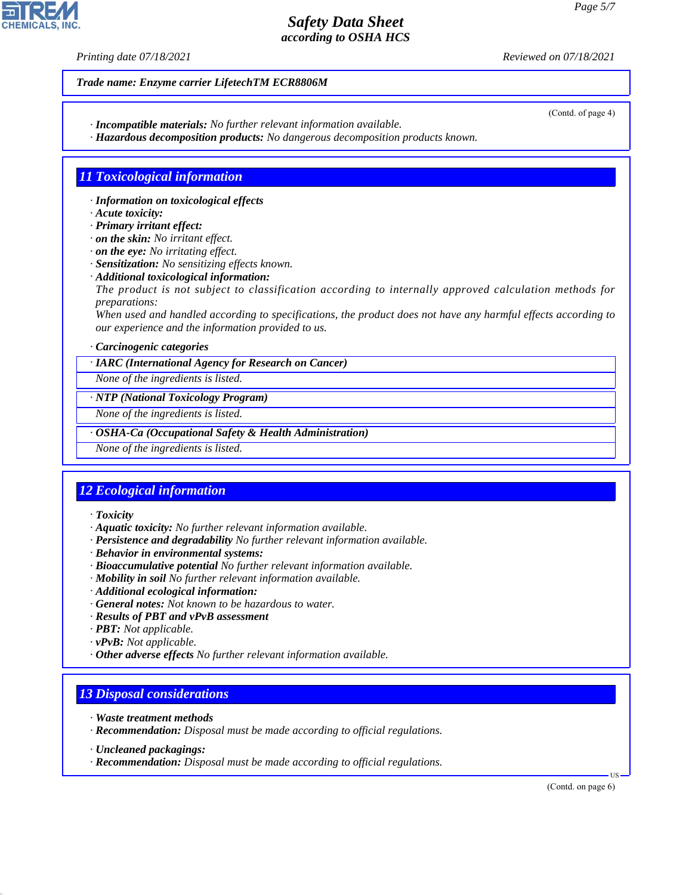**Trade name: Enzyme carrier LifetechTM ECR8806M**

(Contd. of page 4)

· **Incompatible materials:** No further relevant information available.
· **Hazardous decomposition products:** No dangerous decomposition products known.

## 11 Toxicological information

· **Information on toxicological effects**
· **Acute toxicity:**
· **Primary irritant effect:**
· **on the skin:** No irritant effect.
· **on the eye:** No irritating effect.
· **Sensitization:** No sensitizing effects known.
· **Additional toxicological information:**
The product is not subject to classification according to internally approved calculation methods for preparations:
When used and handled according to specifications, the product does not have any harmful effects according to our experience and the information provided to us.

· **Carcinogenic categories**

| · IARC (International Agency for Research on Cancer) |
|---|
| None of the ingredients is listed. |

| · NTP (National Toxicology Program) |
|---|
| None of the ingredients is listed. |

| · OSHA-Ca (Occupational Safety & Health Administration) |
|---|
| None of the ingredients is listed. |

## 12 Ecological information

· **Toxicity**
· **Aquatic toxicity:** No further relevant information available.
· **Persistence and degradability** No further relevant information available.
· **Behavior in environmental systems:**
· **Bioaccumulative potential** No further relevant information available.
· **Mobility in soil** No further relevant information available.
· **Additional ecological information:**
· **General notes:** Not known to be hazardous to water.
· **Results of PBT and vPvB assessment**
· **PBT:** Not applicable.
· **vPvB:** Not applicable.
· **Other adverse effects** No further relevant information available.

## 13 Disposal considerations

· **Waste treatment methods**
· **Recommendation:** Disposal must be made according to official regulations.

· **Uncleaned packagings:**
· **Recommendation:** Disposal must be made according to official regulations.

(Contd. on page 6)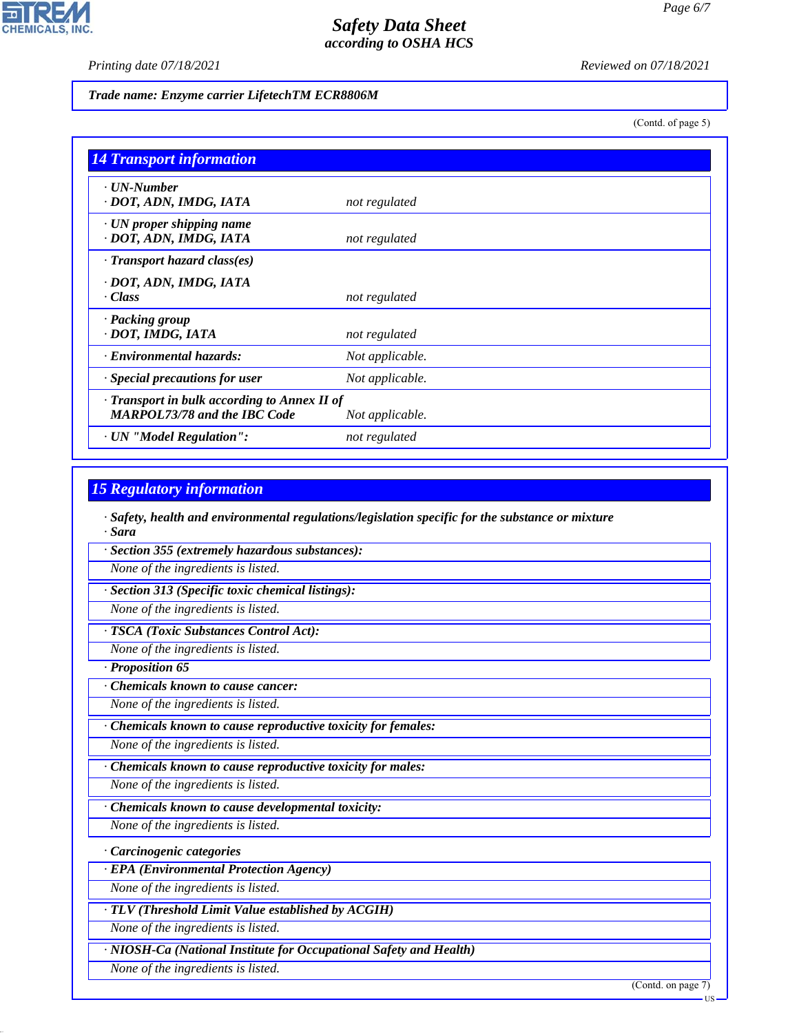**Trade name: Enzyme carrier LifetechTM ECR8806M**

(Contd. of page 5)

## 14 Transport information

| | |
|---|---|
| · **UN-Number** · **DOT, ADN, IMDG, IATA** | not regulated |
| · **UN proper shipping name** · **DOT, ADN, IMDG, IATA** | not regulated |
| · **Transport hazard class(es)** · **DOT, ADN, IMDG, IATA** · **Class** | not regulated |
| · **Packing group** · **DOT, IMDG, IATA** | not regulated |
| · **Environmental hazards:** | Not applicable. |
| · **Special precautions for user** | Not applicable. |
| · **Transport in bulk according to Annex II of MARPOL73/78 and the IBC Code** | Not applicable. |
| · **UN "Model Regulation":** | not regulated |

## 15 Regulatory information

· **Safety, health and environmental regulations/legislation specific for the substance or mixture**

· **Sara**

· **Section 355 (extremely hazardous substances):**

None of the ingredients is listed.

· **Section 313 (Specific toxic chemical listings):**

None of the ingredients is listed.

· **TSCA (Toxic Substances Control Act):**

None of the ingredients is listed.

· **Proposition 65**

· **Chemicals known to cause cancer:**

None of the ingredients is listed.

· **Chemicals known to cause reproductive toxicity for females:**

None of the ingredients is listed.

· **Chemicals known to cause reproductive toxicity for males:**

None of the ingredients is listed.

· **Chemicals known to cause developmental toxicity:**

None of the ingredients is listed.

· **Carcinogenic categories**

· **EPA (Environmental Protection Agency)**

None of the ingredients is listed.

· **TLV (Threshold Limit Value established by ACGIH)**

None of the ingredients is listed.

· **NIOSH-Ca (National Institute for Occupational Safety and Health)**

None of the ingredients is listed.

(Contd. on page 7)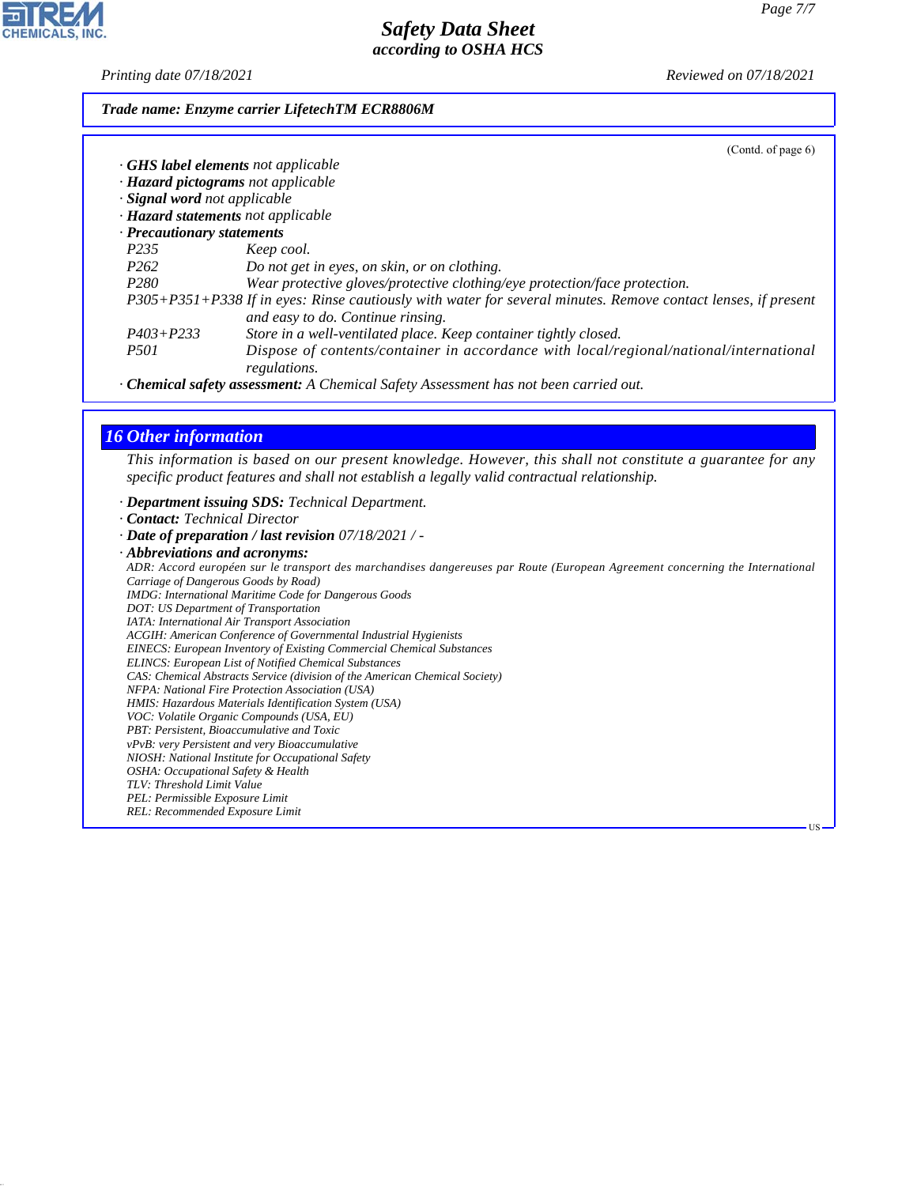**Trade name: Enzyme carrier LifetechTM ECR8806M**

(Contd. of page 6)

· **GHS label elements** not applicable
· **Hazard pictograms** not applicable
· **Signal word** not applicable
· **Hazard statements** not applicable
· **Precautionary statements**

| | |
|---|---|
| P235 | Keep cool. |
| P262 | Do not get in eyes, on skin, or on clothing. |
| P280 | Wear protective gloves/protective clothing/eye protection/face protection. |
| P305+P351+P338 | If in eyes: Rinse cautiously with water for several minutes. Remove contact lenses, if present and easy to do. Continue rinsing. |
| P403+P233 | Store in a well-ventilated place. Keep container tightly closed. |
| P501 | Dispose of contents/container in accordance with local/regional/national/international regulations. |

· **Chemical safety assessment:** A Chemical Safety Assessment has not been carried out.

## 16 Other information

This information is based on our present knowledge. However, this shall not constitute a guarantee for any specific product features and shall not establish a legally valid contractual relationship.

· **Department issuing SDS:** Technical Department.
· **Contact:** Technical Director
· **Date of preparation / last revision** 07/18/2021 / -
· **Abbreviations and acronyms:**

ADR: Accord européen sur le transport des marchandises dangereuses par Route (European Agreement concerning the International Carriage of Dangerous Goods by Road)
IMDG: International Maritime Code for Dangerous Goods
DOT: US Department of Transportation
IATA: International Air Transport Association
ACGIH: American Conference of Governmental Industrial Hygienists
EINECS: European Inventory of Existing Commercial Chemical Substances
ELINCS: European List of Notified Chemical Substances
CAS: Chemical Abstracts Service (division of the American Chemical Society)
NFPA: National Fire Protection Association (USA)
HMIS: Hazardous Materials Identification System (USA)
VOC: Volatile Organic Compounds (USA, EU)
PBT: Persistent, Bioaccumulative and Toxic
vPvB: very Persistent and very Bioaccumulative
NIOSH: National Institute for Occupational Safety
OSHA: Occupational Safety & Health
TLV: Threshold Limit Value
PEL: Permissible Exposure Limit
REL: Recommended Exposure Limit